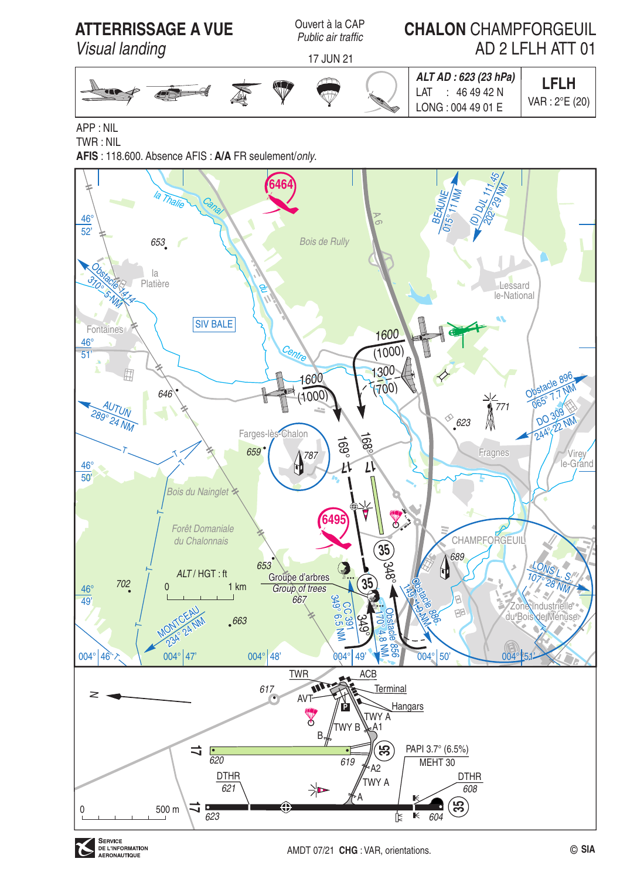# ATTERRISSAGE A VUE
*Visual landing*

Ouvert à la CAP
*Public air traffic*

17 JUN 21

# CHALON CHAMPFORGEUIL
AD 2 LFLH ATT 01

***ALT AD : 623 (23 hPa)***
LAT : 46 49 42 N
LONG : 004 49 01 E

**LFLH**
VAR : 2°E (20)

APP : NIL
TWR : NIL
**AFIS** : 118.600. Absence AFIS : **A/A** FR seulement/*only*.

6464
la Thalie
Canal
46° 52'
653
Bois de Rully
A 6
BEAUNE 015° 11 NM
(D) DJL 111.45 202° 29 NM
Obstacle 1414 310° 5 NM
la Platière
Lessard le-National
du
Fontaines
SIV BALE
Centre
46° 51'
1600 (1000)
1300 (700)
1600 (1000)
646
AUTUN 289° 24 NM
771
Obstacle 896 065° 7.7 NM
DO 309 244° 22 NM
623
Farges-lès-Chalon
169°
168°
659
787
Fragnes
Virey le-Grand
46° 50'
17
17
Bois du Nainglet
Forêt Domaniale du Chalonnais
6495
CHAMPFORGEUIL
689
35
348°
653
ALT / HGT : ft
0 1 km
702
Groupe d'arbres *Group of trees* 667
LONS L.S. 107° 28 NM
46° 49'
35
349° CC 391 6.5 NM
Obstacle 856 070° 4.8 NM
Obstacle 886 149° 1.9 NM
Zone Industrielle du Bois de Menuse
663
MONTCEAU 234° 24 NM
349°
004° 46' 004° 47' 004° 48' 004° 49' 004° 50' 004° 51'

N
617
TWR
ACB
Terminal
AVT
Hangars
P
TWY A
TWY B
A1
B
17
620
619
35
PAPI 3.7° (6.5%)
MEHT 30
A2
DTHR 621
TWY A
DTHR 608
A
0 500 m
17
623
604
35

AMDT 07/21 **CHG** : VAR, orientations.

SERVICE DE L'INFORMATION AERONAUTIQUE

© **SIA**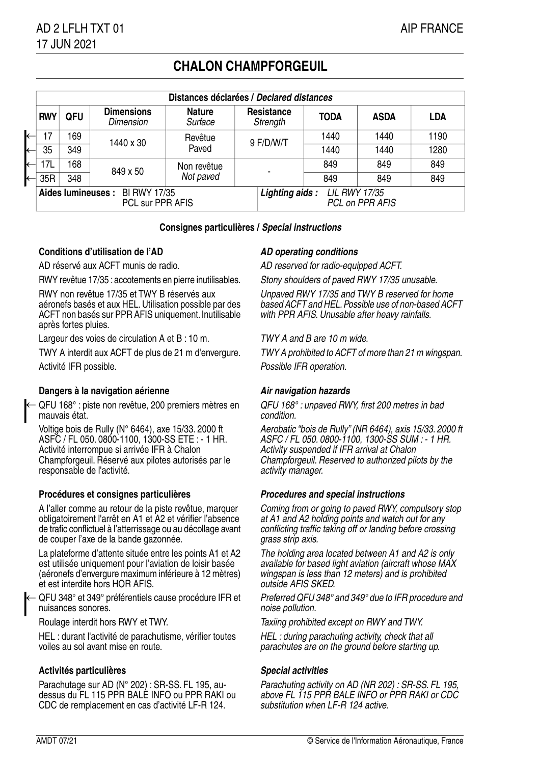# CHALON CHAMPFORGEUIL

| Distances déclarées / *Declared distances* | | | | | | | |
|---|---|---|---|---|---|---|---|
| **RWY** | **QFU** | **Dimensions** *Dimension* | **Nature** *Surface* | **Resistance** *Strength* | **TODA** | **ASDA** | **LDA** |
| 17 | 169 | 1440 x 30 | Revêtue Paved | 9 F/D/W/T | 1440 | 1440 | 1190 |
| 35 | 349 | | | | 1440 | 1440 | 1280 |
| 17L | 168 | 849 x 50 | Non revêtue *Not paved* | - | 849 | 849 | 849 |
| 35R | 348 | | | | 849 | 849 | 849 |
| **Aides lumineuses :** BI RWY 17/35 PCL sur PPR AFIS | | | | ***Lighting aids :*** *LIL RWY 17/35 PCL on PPR AFIS* | | | |

## Consignes particulières / *Special instructions*

### Conditions d'utilisation de l'AD

AD réservé aux ACFT munis de radio.

RWY revêtue 17/35 : accotements en pierre inutilisables.

RWY non revêtue 17/35 et TWY B réservés aux aéronefs basés et aux HEL. Utilisation possible par des ACFT non basés sur PPR AFIS uniquement. Inutilisable après fortes pluies.

Largeur des voies de circulation A et B : 10 m.

TWY A interdit aux ACFT de plus de 21 m d'envergure.

Activité IFR possible.

### *AD operating conditions*

*AD reserved for radio-equipped ACFT.*

*Stony shoulders of paved RWY 17/35 unusable.*

*Unpaved RWY 17/35 and TWY B reserved for home based ACFT and HEL. Possible use of non-based ACFT with PPR AFIS. Unusable after heavy rainfalls.*

*TWY A and B are 10 m wide.*

*TWY A prohibited to ACFT of more than 21 m wingspan.*

*Possible IFR operation.*

### Dangers à la navigation aérienne

QFU 168° : piste non revêtue, 200 premiers mètres en mauvais état.

Voltige bois de Rully (N° 6464), axe 15/33. 2000 ft ASFC / FL 050. 0800-1100, 1300-SS ETE : - 1 HR. Activité interrompue si arrivée IFR à Chalon Champforgeuil. Réservé aux pilotes autorisés par le responsable de l'activité.

### *Air navigation hazards*

*QFU 168° : unpaved RWY, first 200 metres in bad condition.*

*Aerobatic "bois de Rully" (NR 6464), axis 15/33. 2000 ft ASFC / FL 050. 0800-1100, 1300-SS SUM : - 1 HR. Activity suspended if IFR arrival at Chalon Champforgeuil. Reserved to authorized pilots by the activity manager.*

### Procédures et consignes particulières

A l'aller comme au retour de la piste revêtue, marquer obligatoirement l'arrêt en A1 et A2 et vérifier l'absence de trafic conflictuel à l'atterrissage ou au décollage avant de couper l'axe de la bande gazonnée.

La plateforme d'attente située entre les points A1 et A2 est utilisée uniquement pour l'aviation de loisir basée (aéronefs d'envergure maximum inférieure à 12 mètres) et est interdite hors HOR AFIS.

QFU 348° et 349° préférentiels cause procédure IFR et nuisances sonores.

Roulage interdit hors RWY et TWY.

HEL : durant l'activité de parachutisme, vérifier toutes voiles au sol avant mise en route.

### *Procedures and special instructions*

*Coming from or going to paved RWY, compulsory stop at A1 and A2 holding points and watch out for any conflicting traffic taking off or landing before crossing grass strip axis.*

*The holding area located between A1 and A2 is only available for based light aviation (aircraft whose MAX wingspan is less than 12 meters) and is prohibited outside AFIS SKED.*

*Preferred QFU 348° and 349° due to IFR procedure and noise pollution.*

*Taxiing prohibited except on RWY and TWY.*

*HEL : during parachuting activity, check that all parachutes are on the ground before starting up.*

### Activités particulières

Parachutage sur AD (N° 202) : SR-SS. FL 195, au-dessus du FL 115 PPR BALE INFO ou PPR RAKI ou CDC de remplacement en cas d'activité LF-R 124.

### *Special activities*

*Parachuting activity on AD (NR 202) : SR-SS. FL 195, above FL 115 PPR BALE INFO or PPR RAKI or CDC substitution when LF-R 124 active.*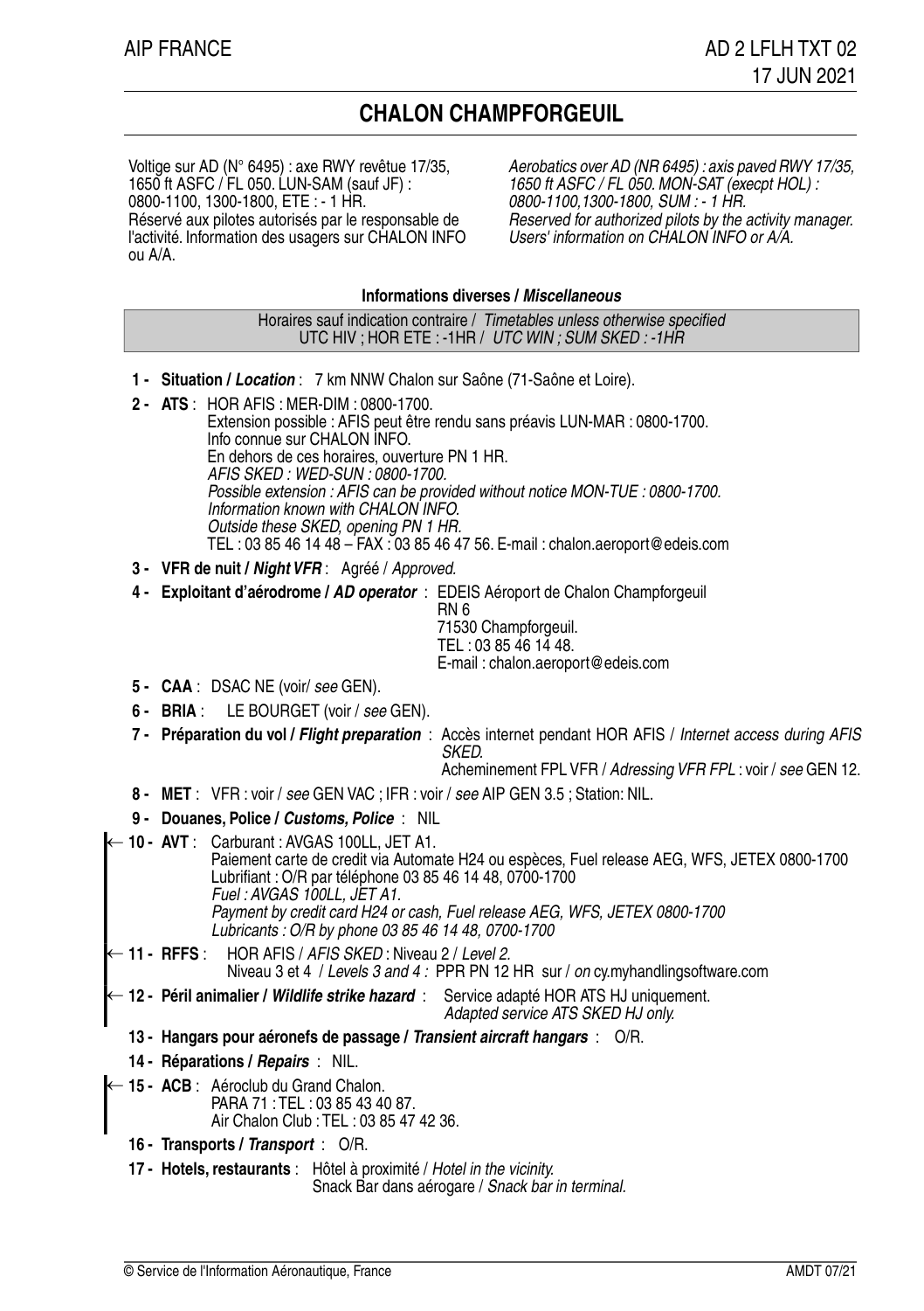# CHALON CHAMPFORGEUIL

Voltige sur AD (N° 6495) : axe RWY revêtue 17/35, 1650 ft ASFC / FL 050. LUN-SAM (sauf JF) : 0800-1100, 1300-1800, ETE : - 1 HR.
Réservé aux pilotes autorisés par le responsable de l'activité. Information des usagers sur CHALON INFO ou A/A.

*Aerobatics over AD (NR 6495) : axis paved RWY 17/35, 1650 ft ASFC / FL 050. MON-SAT (execpt HOL) : 0800-1100,1300-1800, SUM : - 1 HR.*
*Reserved for authorized pilots by the activity manager. Users' information on CHALON INFO or A/A.*

**Informations diverses / *Miscellaneous***

Horaires sauf indication contraire / *Timetables unless otherwise specified*
UTC HIV ; HOR ETE : -1HR / *UTC WIN ; SUM SKED : -1HR*

**1 - Situation / *Location*** : 7 km NNW Chalon sur Saône (71-Saône et Loire).

**2 - ATS** : HOR AFIS : MER-DIM : 0800-1700.
Extension possible : AFIS peut être rendu sans préavis LUN-MAR : 0800-1700.
Info connue sur CHALON INFO.
En dehors de ces horaires, ouverture PN 1 HR.
*AFIS SKED : WED-SUN : 0800-1700.*
*Possible extension : AFIS can be provided without notice MON-TUE : 0800-1700.*
*Information known with CHALON INFO.*
*Outside these SKED, opening PN 1 HR.*
TEL : 03 85 46 14 48 – FAX : 03 85 46 47 56. E-mail : chalon.aeroport@edeis.com

**3 - VFR de nuit / *Night VFR*** : Agréé / *Approved.*

**4 - Exploitant d'aérodrome / *AD operator*** : EDEIS Aéroport de Chalon Champforgeuil
RN 6
71530 Champforgeuil.
TEL : 03 85 46 14 48.
E-mail : chalon.aeroport@edeis.com

**5 - CAA** : DSAC NE (voir/ *see* GEN).

**6 - BRIA** : LE BOURGET (voir / *see* GEN).

**7 - Préparation du vol / *Flight preparation*** : Accès internet pendant HOR AFIS / *Internet access during AFIS SKED.*
Acheminement FPL VFR / *Adressing VFR FPL* : voir / *see* GEN 12.

**8 - MET** : VFR : voir / *see* GEN VAC ; IFR : voir / *see* AIP GEN 3.5 ; Station: NIL.

**9 - Douanes, Police / *Customs, Police*** : NIL

**10 - AVT** : Carburant : AVGAS 100LL, JET A1.
Paiement carte de credit via Automate H24 ou espèces, Fuel release AEG, WFS, JETEX 0800-1700
Lubrifiant : O/R par téléphone 03 85 46 14 48, 0700-1700
*Fuel : AVGAS 100LL, JET A1.*
*Payment by credit card H24 or cash, Fuel release AEG, WFS, JETEX 0800-1700*
*Lubricants : O/R by phone 03 85 46 14 48, 0700-1700*

**11 - RFFS** : HOR AFIS / *AFIS SKED* : Niveau 2 / *Level 2.*
Niveau 3 et 4 / *Levels 3 and 4 :* PPR PN 12 HR sur / *on* cy.myhandlingsoftware.com

**12 - Péril animalier / *Wildlife strike hazard*** : Service adapté HOR ATS HJ uniquement.
*Adapted service ATS SKED HJ only.*

**13 - Hangars pour aéronefs de passage / *Transient aircraft hangars*** : O/R.

**14 - Réparations / *Repairs*** : NIL.

**15 - ACB** : Aéroclub du Grand Chalon.
PARA 71 : TEL : 03 85 43 40 87.
Air Chalon Club : TEL : 03 85 47 42 36.

**16 - Transports / *Transport*** : O/R.

**17 - Hotels, restaurants** : Hôtel à proximité / *Hotel in the vicinity.*
Snack Bar dans aérogare / *Snack bar in terminal.*